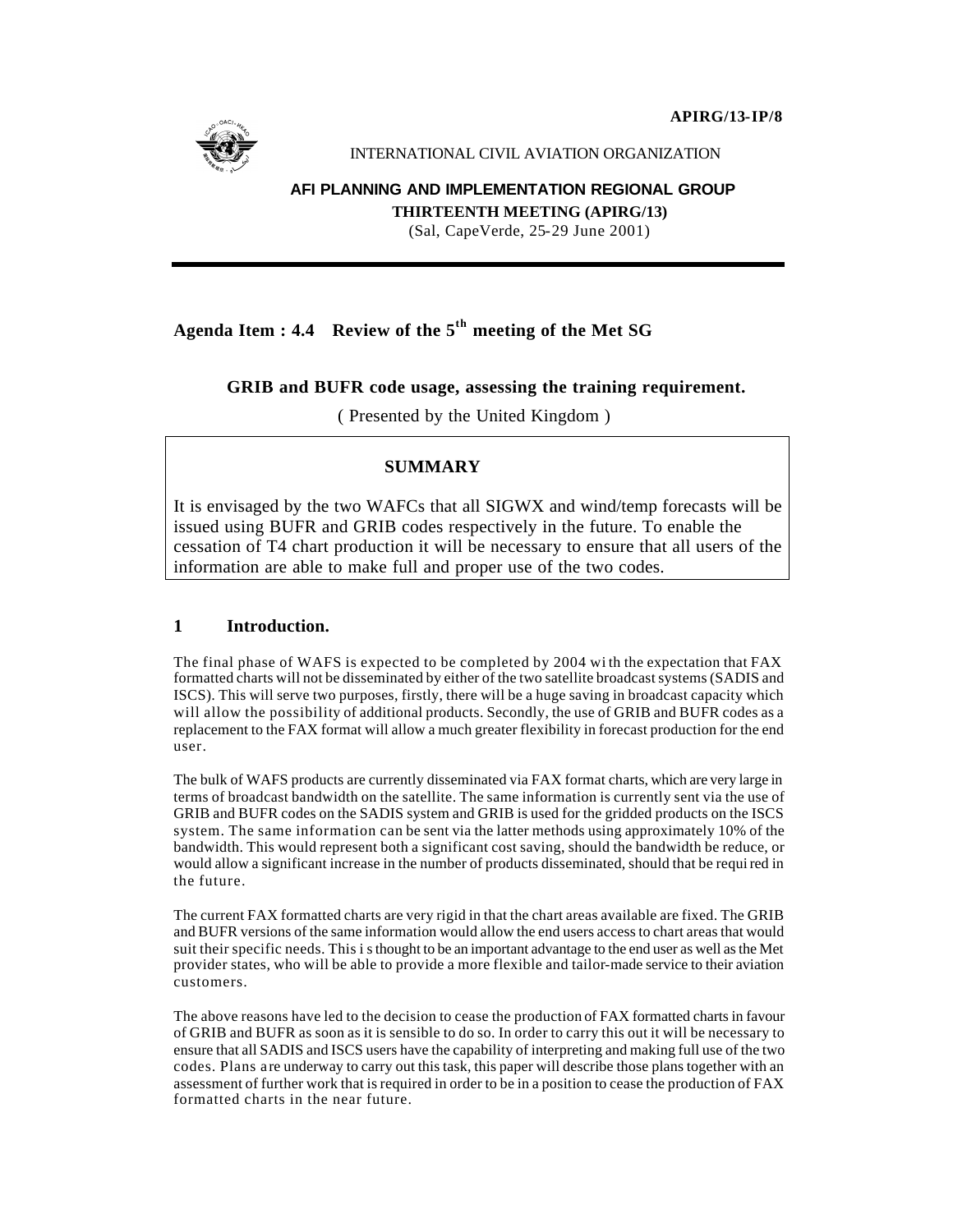APIRG/13-IP/8

INTERNATIONAL CIVIL AVIATION ORGANIZATION

**AFI PLANNING AND IMPLEMENTATION REGIONAL GROUP**

**THIRTEENTH MEETING (APIRG/13)**

(Sal, CapeVerde, 25-29 June 2001)

---

## Agenda Item : 4.4 Review of the 5th meeting of the Met SG

### GRIB and BUFR code usage, assessing the training requirement.

( Presented by the United Kingdom )

> **SUMMARY**
>
> It is envisaged by the two WAFCs that all SIGWX and wind/temp forecasts will be issued using BUFR and GRIB codes respectively in the future. To enable the cessation of T4 chart production it will be necessary to ensure that all users of the information are able to make full and proper use of the two codes.

## 1 Introduction.

The final phase of WAFS is expected to be completed by 2004 with the expectation that FAX formatted charts will not be disseminated by either of the two satellite broadcast systems (SADIS and ISCS). This will serve two purposes, firstly, there will be a huge saving in broadcast capacity which will allow the possibility of additional products. Secondly, the use of GRIB and BUFR codes as a replacement to the FAX format will allow a much greater flexibility in forecast production for the end user.

The bulk of WAFS products are currently disseminated via FAX format charts, which are very large in terms of broadcast bandwidth on the satellite. The same information is currently sent via the use of GRIB and BUFR codes on the SADIS system and GRIB is used for the gridded products on the ISCS system. The same information can be sent via the latter methods using approximately 10% of the bandwidth. This would represent both a significant cost saving, should the bandwidth be reduce, or would allow a significant increase in the number of products disseminated, should that be required in the future.

The current FAX formatted charts are very rigid in that the chart areas available are fixed. The GRIB and BUFR versions of the same information would allow the end users access to chart areas that would suit their specific needs. This is thought to be an important advantage to the end user as well as the Met provider states, who will be able to provide a more flexible and tailor-made service to their aviation customers.

The above reasons have led to the decision to cease the production of FAX formatted charts in favour of GRIB and BUFR as soon as it is sensible to do so. In order to carry this out it will be necessary to ensure that all SADIS and ISCS users have the capability of interpreting and making full use of the two codes. Plans are underway to carry out this task, this paper will describe those plans together with an assessment of further work that is required in order to be in a position to cease the production of FAX formatted charts in the near future.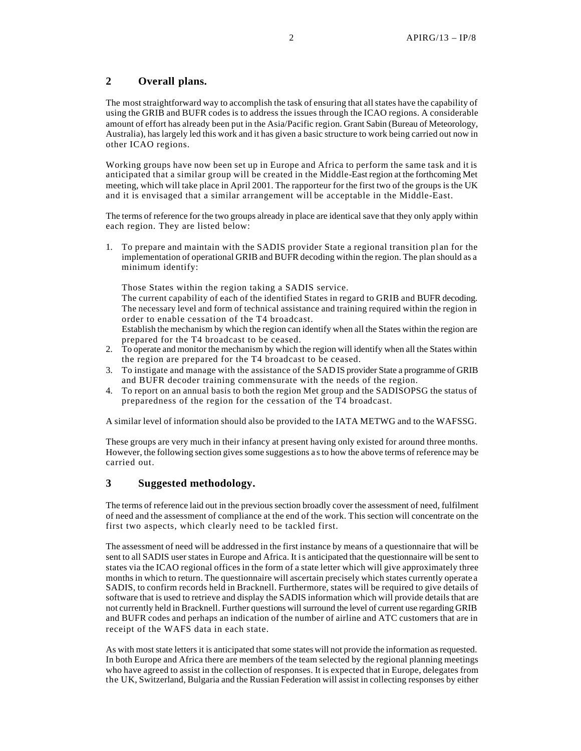## 2 Overall plans.

The most straightforward way to accomplish the task of ensuring that all states have the capability of using the GRIB and BUFR codes is to address the issues through the ICAO regions. A considerable amount of effort has already been put in the Asia/Pacific region. Grant Sabin (Bureau of Meteorology, Australia), has largely led this work and it has given a basic structure to work being carried out now in other ICAO regions.

Working groups have now been set up in Europe and Africa to perform the same task and it is anticipated that a similar group will be created in the Middle-East region at the forthcoming Met meeting, which will take place in April 2001. The rapporteur for the first two of the groups is the UK and it is envisaged that a similar arrangement will be acceptable in the Middle-East.

The terms of reference for the two groups already in place are identical save that they only apply within each region. They are listed below:

1. To prepare and maintain with the SADIS provider State a regional transition plan for the implementation of operational GRIB and BUFR decoding within the region. The plan should as a minimum identify:

   Those States within the region taking a SADIS service.
   The current capability of each of the identified States in regard to GRIB and BUFR decoding.
   The necessary level and form of technical assistance and training required within the region in order to enable cessation of the T4 broadcast.
   Establish the mechanism by which the region can identify when all the States within the region are prepared for the T4 broadcast to be ceased.
2. To operate and monitor the mechanism by which the region will identify when all the States within the region are prepared for the T4 broadcast to be ceased.
3. To instigate and manage with the assistance of the SADIS provider State a programme of GRIB and BUFR decoder training commensurate with the needs of the region.
4. To report on an annual basis to both the region Met group and the SADISOPSG the status of preparedness of the region for the cessation of the T4 broadcast.

A similar level of information should also be provided to the IATA METWG and to the WAFSSG.

These groups are very much in their infancy at present having only existed for around three months. However, the following section gives some suggestions as to how the above terms of reference may be carried out.

## 3 Suggested methodology.

The terms of reference laid out in the previous section broadly cover the assessment of need, fulfilment of need and the assessment of compliance at the end of the work. This section will concentrate on the first two aspects, which clearly need to be tackled first.

The assessment of need will be addressed in the first instance by means of a questionnaire that will be sent to all SADIS user states in Europe and Africa. It is anticipated that the questionnaire will be sent to states via the ICAO regional offices in the form of a state letter which will give approximately three months in which to return. The questionnaire will ascertain precisely which states currently operate a SADIS, to confirm records held in Bracknell. Furthermore, states will be required to give details of software that is used to retrieve and display the SADIS information which will provide details that are not currently held in Bracknell. Further questions will surround the level of current use regarding GRIB and BUFR codes and perhaps an indication of the number of airline and ATC customers that are in receipt of the WAFS data in each state.

As with most state letters it is anticipated that some states will not provide the information as requested. In both Europe and Africa there are members of the team selected by the regional planning meetings who have agreed to assist in the collection of responses. It is expected that in Europe, delegates from the UK, Switzerland, Bulgaria and the Russian Federation will assist in collecting responses by either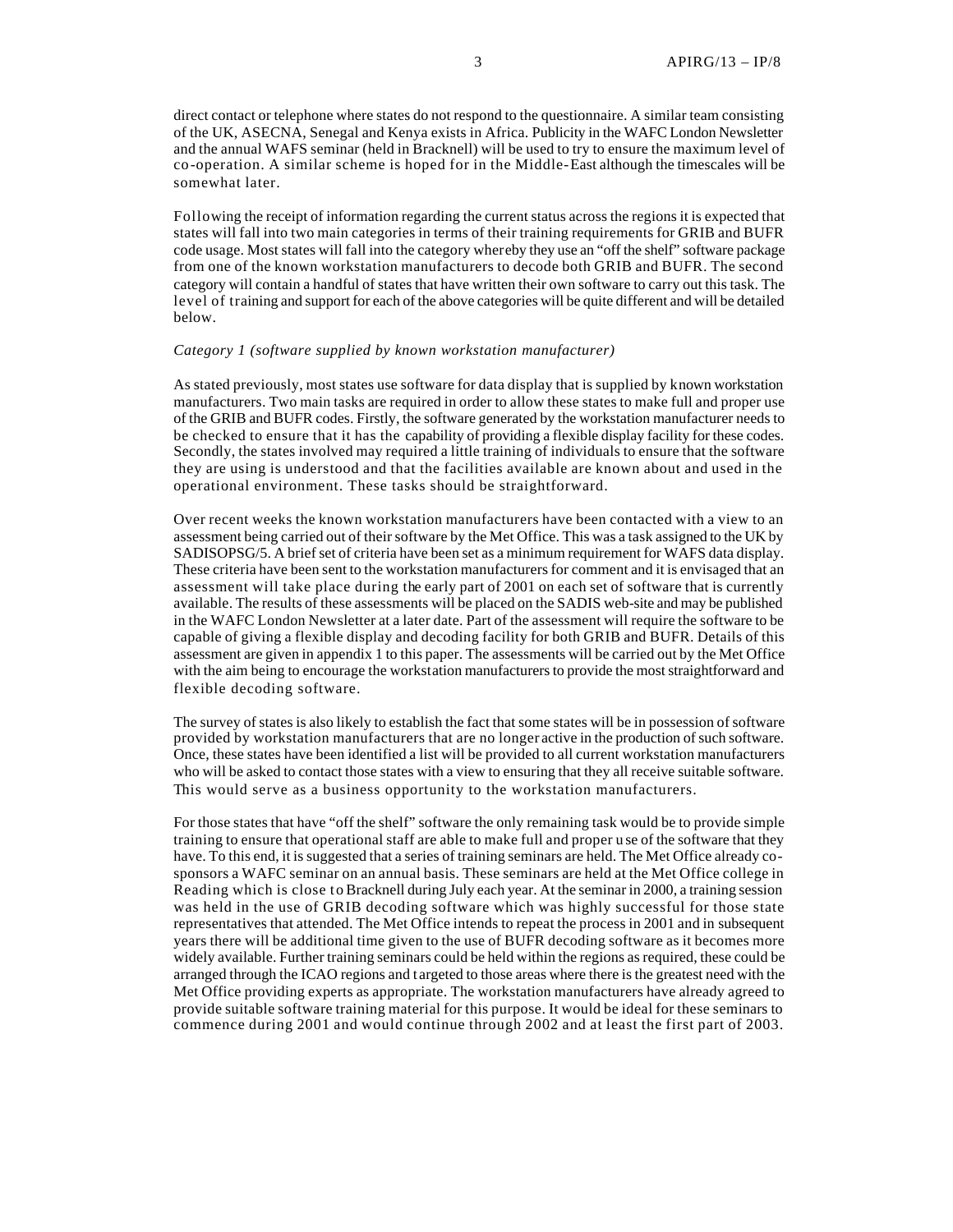direct contact or telephone where states do not respond to the questionnaire. A similar team consisting of the UK, ASECNA, Senegal and Kenya exists in Africa. Publicity in the WAFC London Newsletter and the annual WAFS seminar (held in Bracknell) will be used to try to ensure the maximum level of co-operation. A similar scheme is hoped for in the Middle-East although the timescales will be somewhat later.

Following the receipt of information regarding the current status across the regions it is expected that states will fall into two main categories in terms of their training requirements for GRIB and BUFR code usage. Most states will fall into the category whereby they use an "off the shelf" software package from one of the known workstation manufacturers to decode both GRIB and BUFR. The second category will contain a handful of states that have written their own software to carry out this task. The level of training and support for each of the above categories will be quite different and will be detailed below.

*Category 1 (software supplied by known workstation manufacturer)*

As stated previously, most states use software for data display that is supplied by known workstation manufacturers. Two main tasks are required in order to allow these states to make full and proper use of the GRIB and BUFR codes. Firstly, the software generated by the workstation manufacturer needs to be checked to ensure that it has the capability of providing a flexible display facility for these codes. Secondly, the states involved may required a little training of individuals to ensure that the software they are using is understood and that the facilities available are known about and used in the operational environment. These tasks should be straightforward.

Over recent weeks the known workstation manufacturers have been contacted with a view to an assessment being carried out of their software by the Met Office. This was a task assigned to the UK by SADISOPSG/5. A brief set of criteria have been set as a minimum requirement for WAFS data display. These criteria have been sent to the workstation manufacturers for comment and it is envisaged that an assessment will take place during the early part of 2001 on each set of software that is currently available. The results of these assessments will be placed on the SADIS web-site and may be published in the WAFC London Newsletter at a later date. Part of the assessment will require the software to be capable of giving a flexible display and decoding facility for both GRIB and BUFR. Details of this assessment are given in appendix 1 to this paper. The assessments will be carried out by the Met Office with the aim being to encourage the workstation manufacturers to provide the most straightforward and flexible decoding software.

The survey of states is also likely to establish the fact that some states will be in possession of software provided by workstation manufacturers that are no longer active in the production of such software. Once, these states have been identified a list will be provided to all current workstation manufacturers who will be asked to contact those states with a view to ensuring that they all receive suitable software. This would serve as a business opportunity to the workstation manufacturers.

For those states that have "off the shelf" software the only remaining task would be to provide simple training to ensure that operational staff are able to make full and proper use of the software that they have. To this end, it is suggested that a series of training seminars are held. The Met Office already co-sponsors a WAFC seminar on an annual basis. These seminars are held at the Met Office college in Reading which is close to Bracknell during July each year. At the seminar in 2000, a training session was held in the use of GRIB decoding software which was highly successful for those state representatives that attended. The Met Office intends to repeat the process in 2001 and in subsequent years there will be additional time given to the use of BUFR decoding software as it becomes more widely available. Further training seminars could be held within the regions as required, these could be arranged through the ICAO regions and targeted to those areas where there is the greatest need with the Met Office providing experts as appropriate. The workstation manufacturers have already agreed to provide suitable software training material for this purpose. It would be ideal for these seminars to commence during 2001 and would continue through 2002 and at least the first part of 2003.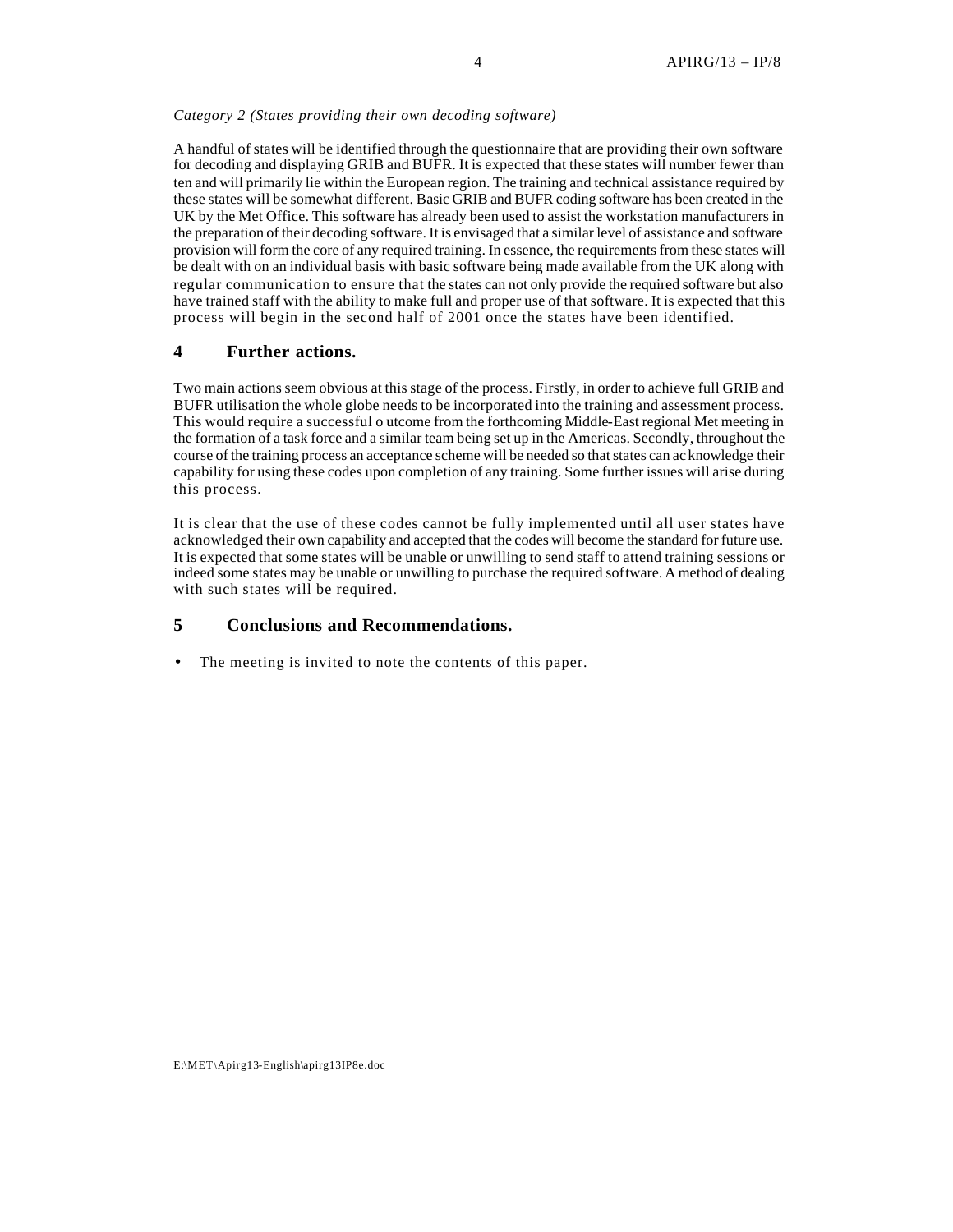*Category 2 (States providing their own decoding software)*

A handful of states will be identified through the questionnaire that are providing their own software for decoding and displaying GRIB and BUFR. It is expected that these states will number fewer than ten and will primarily lie within the European region. The training and technical assistance required by these states will be somewhat different. Basic GRIB and BUFR coding software has been created in the UK by the Met Office. This software has already been used to assist the workstation manufacturers in the preparation of their decoding software. It is envisaged that a similar level of assistance and software provision will form the core of any required training. In essence, the requirements from these states will be dealt with on an individual basis with basic software being made available from the UK along with regular communication to ensure that the states can not only provide the required software but also have trained staff with the ability to make full and proper use of that software. It is expected that this process will begin in the second half of 2001 once the states have been identified.

## 4 Further actions.

Two main actions seem obvious at this stage of the process. Firstly, in order to achieve full GRIB and BUFR utilisation the whole globe needs to be incorporated into the training and assessment process. This would require a successful o utcome from the forthcoming Middle-East regional Met meeting in the formation of a task force and a similar team being set up in the Americas. Secondly, throughout the course of the training process an acceptance scheme will be needed so that states can ac knowledge their capability for using these codes upon completion of any training. Some further issues will arise during this process.

It is clear that the use of these codes cannot be fully implemented until all user states have acknowledged their own capability and accepted that the codes will become the standard for future use. It is expected that some states will be unable or unwilling to send staff to attend training sessions or indeed some states may be unable or unwilling to purchase the required software. A method of dealing with such states will be required.

## 5 Conclusions and Recommendations.

- The meeting is invited to note the contents of this paper.

E:\MET\Apirg13-English\apirg13IP8e.doc